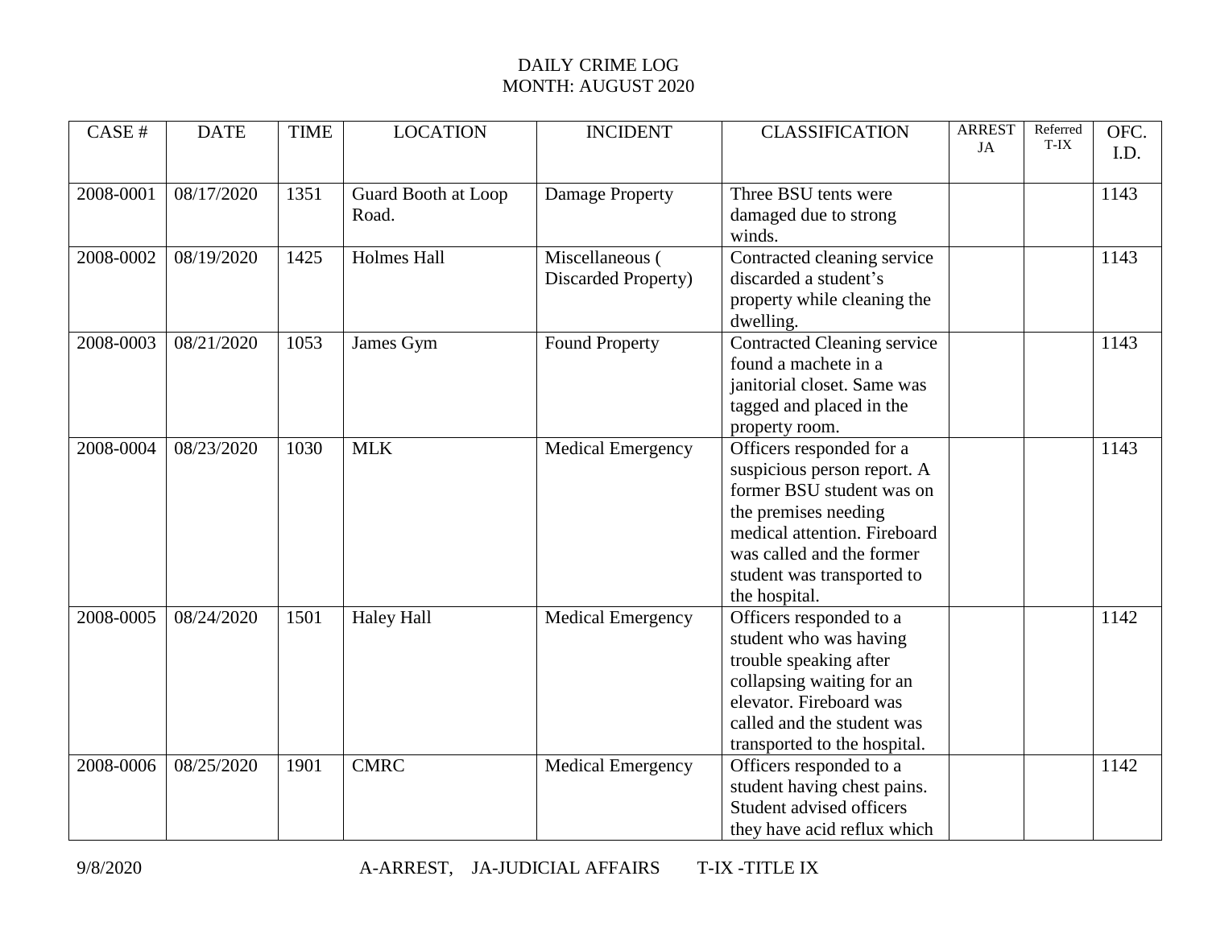DAILY CRIME LOG
MONTH: AUGUST 2020

| CASE # | DATE | TIME | LOCATION | INCIDENT | CLASSIFICATION | ARREST JA | Referred T-IX | OFC. I.D. |
|---|---|---|---|---|---|---|---|---|
| 2008-0001 | 08/17/2020 | 1351 | Guard Booth at Loop Road. | Damage Property | Three BSU tents were damaged due to strong winds. | | | 1143 |
| 2008-0002 | 08/19/2020 | 1425 | Holmes Hall | Miscellaneous ( Discarded Property) | Contracted cleaning service discarded a student's property while cleaning the dwelling. | | | 1143 |
| 2008-0003 | 08/21/2020 | 1053 | James Gym | Found Property | Contracted Cleaning service found a machete in a janitorial closet. Same was tagged and placed in the property room. | | | 1143 |
| 2008-0004 | 08/23/2020 | 1030 | MLK | Medical Emergency | Officers responded for a suspicious person report. A former BSU student was on the premises needing medical attention. Fireboard was called and the former student was transported to the hospital. | | | 1143 |
| 2008-0005 | 08/24/2020 | 1501 | Haley Hall | Medical Emergency | Officers responded to a student who was having trouble speaking after collapsing waiting for an elevator. Fireboard was called and the student was transported to the hospital. | | | 1142 |
| 2008-0006 | 08/25/2020 | 1901 | CMRC | Medical Emergency | Officers responded to a student having chest pains. Student advised officers they have acid reflux which | | | 1142 |

9/8/2020 A-ARREST, JA-JUDICIAL AFFAIRS T-IX -TITLE IX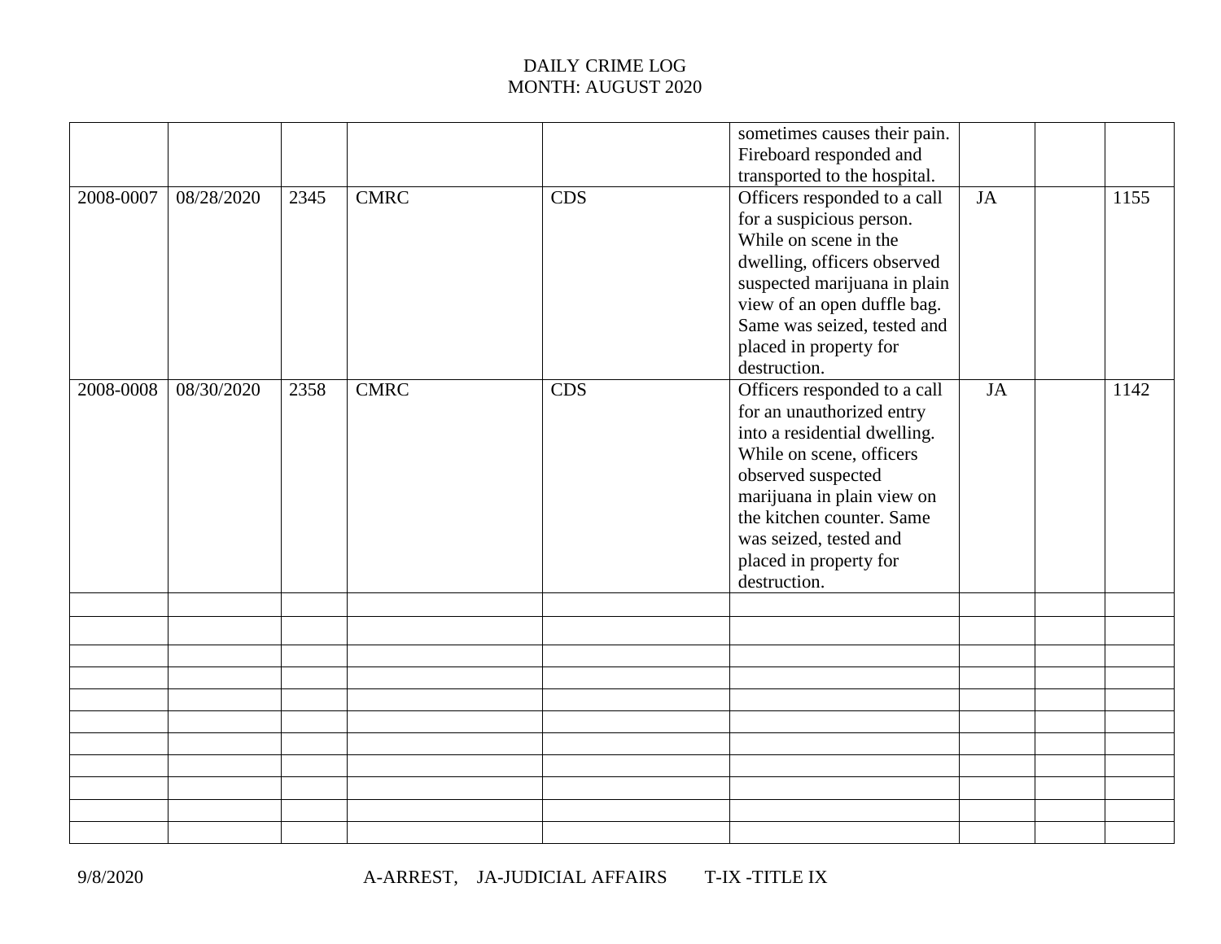DAILY CRIME LOG
MONTH: AUGUST 2020

| | | | | | | | | |
|---|---|---|---|---|---|---|---|---|
| | | | | | sometimes causes their pain. Fireboard responded and transported to the hospital. | | | |
| 2008-0007 | 08/28/2020 | 2345 | CMRC | CDS | Officers responded to a call for a suspicious person. While on scene in the dwelling, officers observed suspected marijuana in plain view of an open duffle bag. Same was seized, tested and placed in property for destruction. | JA | | 1155 |
| 2008-0008 | 08/30/2020 | 2358 | CMRC | CDS | Officers responded to a call for an unauthorized entry into a residential dwelling. While on scene, officers observed suspected marijuana in plain view on the kitchen counter. Same was seized, tested and placed in property for destruction. | JA | | 1142 |
| | | | | | | | | |
| | | | | | | | | |
| | | | | | | | | |
| | | | | | | | | |
| | | | | | | | | |
| | | | | | | | | |
| | | | | | | | | |
| | | | | | | | | |
| | | | | | | | | |
| | | | | | | | | |
| | | | | | | | | |

9/8/2020 A-ARREST, JA-JUDICIAL AFFAIRS T-IX -TITLE IX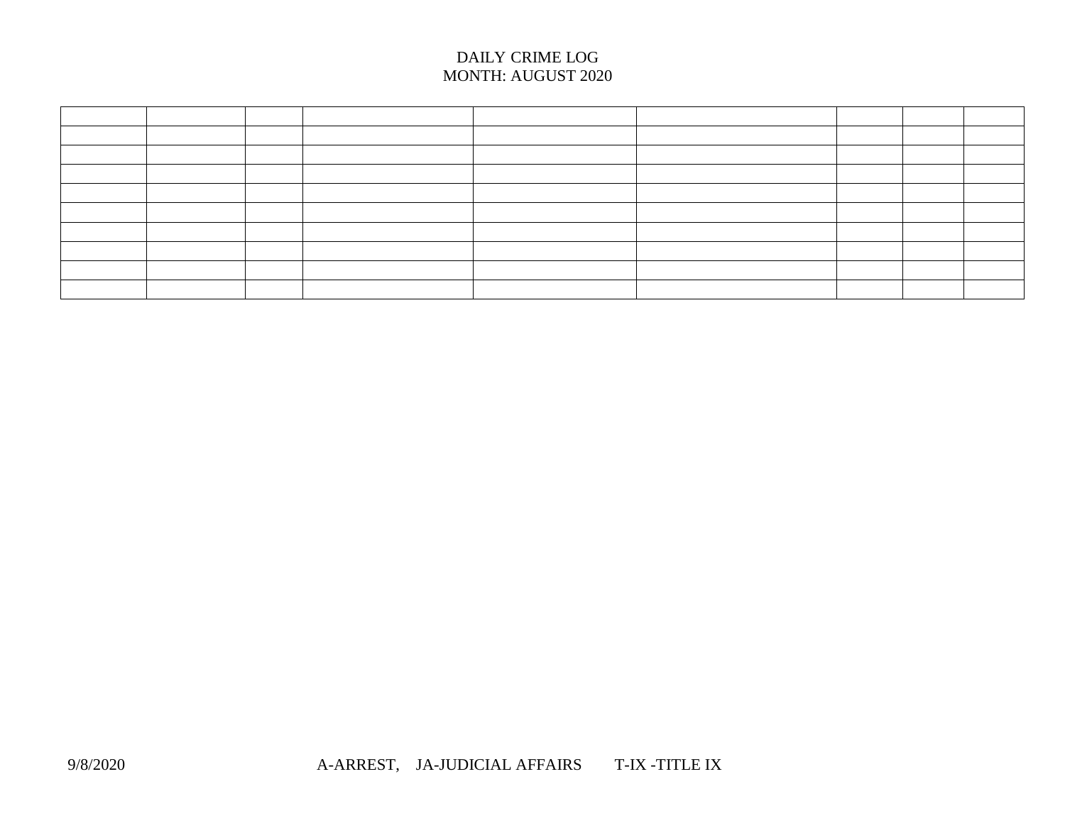DAILY CRIME LOG
MONTH: AUGUST 2020

| | | | | | | | | |
|---|---|---|---|---|---|---|---|---|
| | | | | | | | | |
| | | | | | | | | |
| | | | | | | | | |
| | | | | | | | | |
| | | | | | | | | |
| | | | | | | | | |
| | | | | | | | | |
| | | | | | | | | |
| | | | | | | | | |